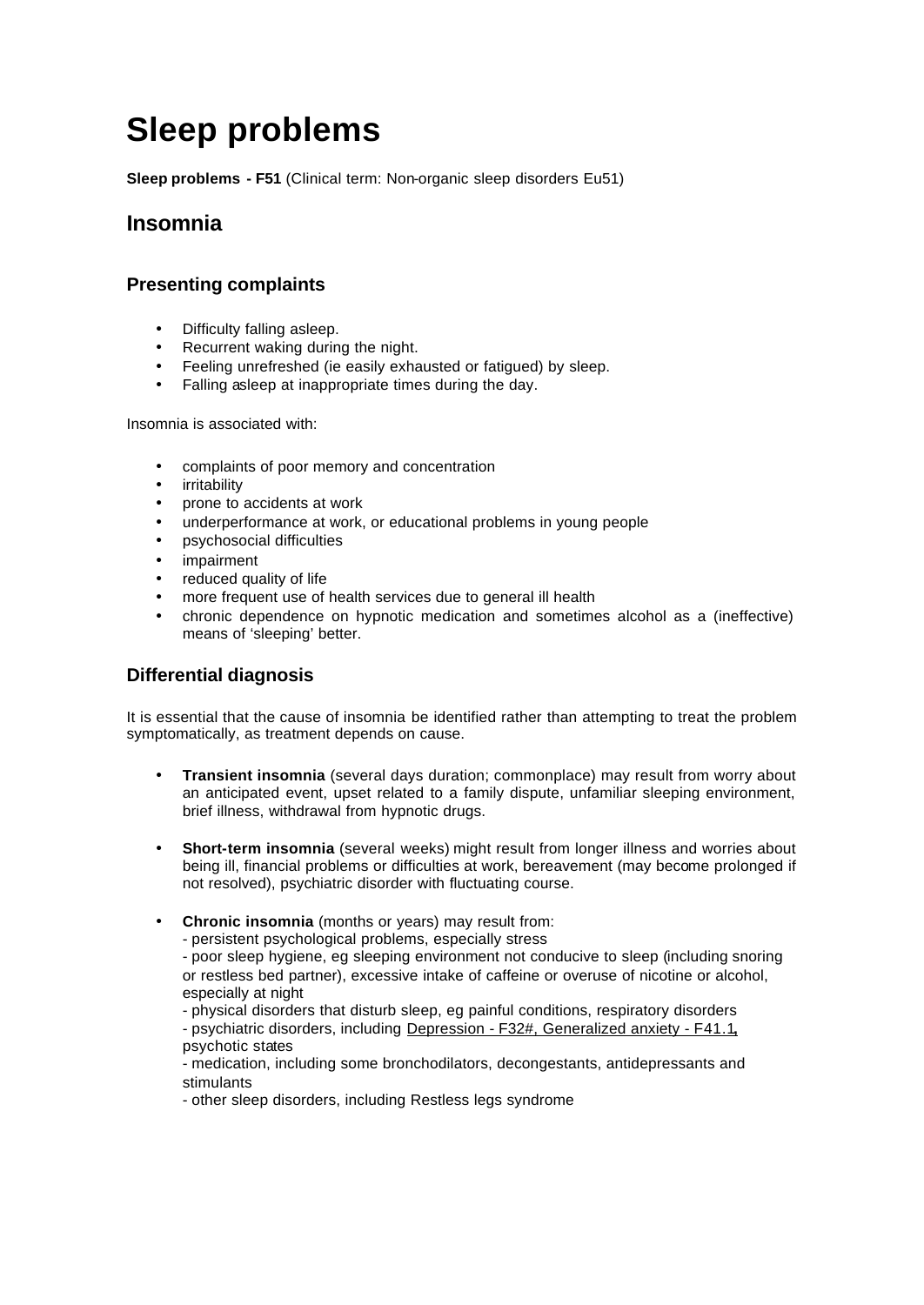# Sleep problems

**Sleep problems - F51** (Clinical term: Non-organic sleep disorders Eu51)

## Insomnia

### Presenting complaints

- Difficulty falling asleep.
- Recurrent waking during the night.
- Feeling unrefreshed (ie easily exhausted or fatigued) by sleep.
- Falling asleep at inappropriate times during the day.

Insomnia is associated with:

- complaints of poor memory and concentration
- irritability
- prone to accidents at work
- underperformance at work, or educational problems in young people
- psychosocial difficulties
- impairment
- reduced quality of life
- more frequent use of health services due to general ill health
- chronic dependence on hypnotic medication and sometimes alcohol as a (ineffective) means of 'sleeping' better.

### Differential diagnosis

It is essential that the cause of insomnia be identified rather than attempting to treat the problem symptomatically, as treatment depends on cause.

- **Transient insomnia** (several days duration; commonplace) may result from worry about an anticipated event, upset related to a family dispute, unfamiliar sleeping environment, brief illness, withdrawal from hypnotic drugs.

- **Short-term insomnia** (several weeks) might result from longer illness and worries about being ill, financial problems or difficulties at work, bereavement (may become prolonged if not resolved), psychiatric disorder with fluctuating course.

- **Chronic insomnia** (months or years) may result from:
  - persistent psychological problems, especially stress
  - poor sleep hygiene, eg sleeping environment not conducive to sleep (including snoring or restless bed partner), excessive intake of caffeine or overuse of nicotine or alcohol, especially at night
  - physical disorders that disturb sleep, eg painful conditions, respiratory disorders
  - psychiatric disorders, including Depression - F32#, Generalized anxiety - F41.1, psychotic states
  - medication, including some bronchodilators, decongestants, antidepressants and stimulants
  - other sleep disorders, including Restless legs syndrome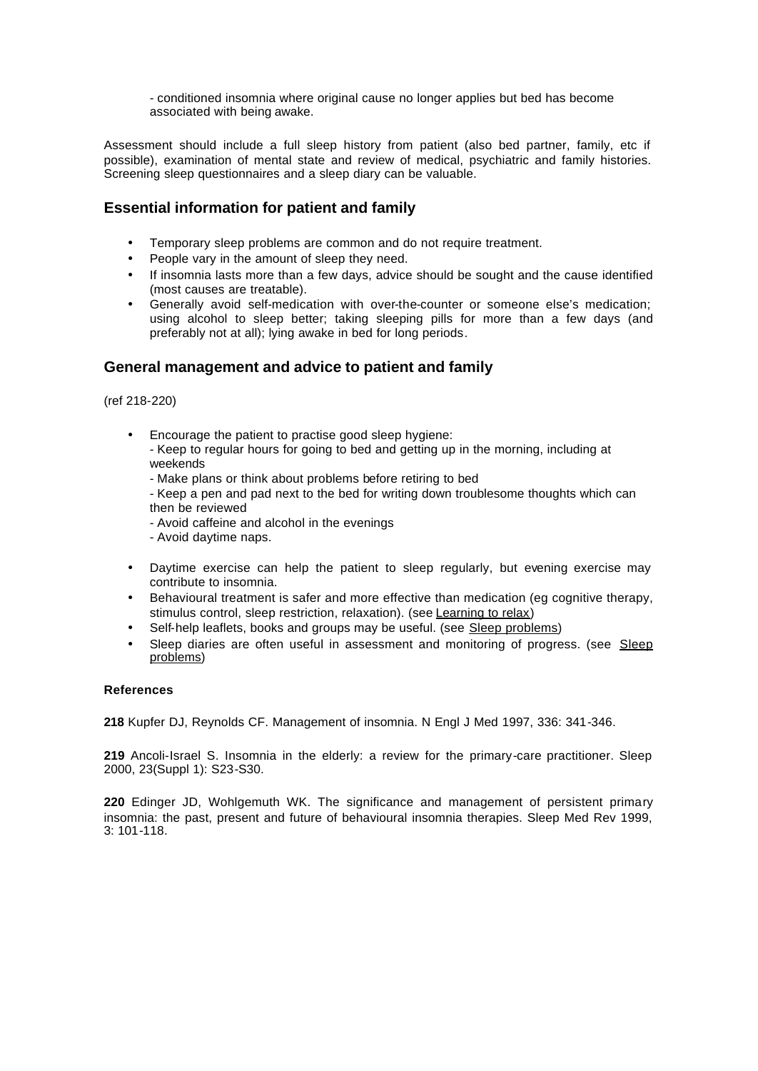- conditioned insomnia where original cause no longer applies but bed has become associated with being awake.

Assessment should include a full sleep history from patient (also bed partner, family, etc if possible), examination of mental state and review of medical, psychiatric and family histories. Screening sleep questionnaires and a sleep diary can be valuable.

## Essential information for patient and family

- Temporary sleep problems are common and do not require treatment.
- People vary in the amount of sleep they need.
- If insomnia lasts more than a few days, advice should be sought and the cause identified (most causes are treatable).
- Generally avoid self-medication with over-the-counter or someone else's medication; using alcohol to sleep better; taking sleeping pills for more than a few days (and preferably not at all); lying awake in bed for long periods.

## General management and advice to patient and family

(ref 218-220)

- Encourage the patient to practise good sleep hygiene:
  - Keep to regular hours for going to bed and getting up in the morning, including at weekends
  - Make plans or think about problems before retiring to bed
  - Keep a pen and pad next to the bed for writing down troublesome thoughts which can then be reviewed
  - Avoid caffeine and alcohol in the evenings
  - Avoid daytime naps.
- Daytime exercise can help the patient to sleep regularly, but evening exercise may contribute to insomnia.
- Behavioural treatment is safer and more effective than medication (eg cognitive therapy, stimulus control, sleep restriction, relaxation). (see Learning to relax)
- Self-help leaflets, books and groups may be useful. (see Sleep problems)
- Sleep diaries are often useful in assessment and monitoring of progress. (see Sleep problems)

#### References

**218** Kupfer DJ, Reynolds CF. Management of insomnia. N Engl J Med 1997, 336: 341-346.

**219** Ancoli-Israel S. Insomnia in the elderly: a review for the primary-care practitioner. Sleep 2000, 23(Suppl 1): S23-S30.

**220** Edinger JD, Wohlgemuth WK. The significance and management of persistent primary insomnia: the past, present and future of behavioural insomnia therapies. Sleep Med Rev 1999, 3: 101-118.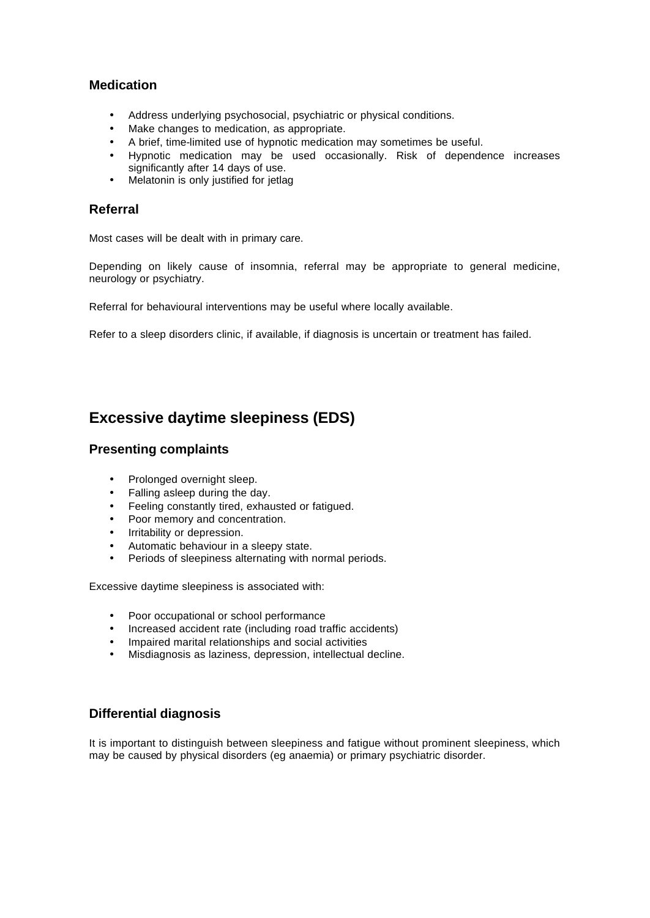### Medication

- Address underlying psychosocial, psychiatric or physical conditions.
- Make changes to medication, as appropriate.
- A brief, time-limited use of hypnotic medication may sometimes be useful.
- Hypnotic medication may be used occasionally. Risk of dependence increases significantly after 14 days of use.
- Melatonin is only justified for jetlag

### Referral

Most cases will be dealt with in primary care.

Depending on likely cause of insomnia, referral may be appropriate to general medicine, neurology or psychiatry.

Referral for behavioural interventions may be useful where locally available.

Refer to a sleep disorders clinic, if available, if diagnosis is uncertain or treatment has failed.

## Excessive daytime sleepiness (EDS)

### Presenting complaints

- Prolonged overnight sleep.
- Falling asleep during the day.
- Feeling constantly tired, exhausted or fatigued.
- Poor memory and concentration.
- Irritability or depression.
- Automatic behaviour in a sleepy state.
- Periods of sleepiness alternating with normal periods.

Excessive daytime sleepiness is associated with:

- Poor occupational or school performance
- Increased accident rate (including road traffic accidents)
- Impaired marital relationships and social activities
- Misdiagnosis as laziness, depression, intellectual decline.

### Differential diagnosis

It is important to distinguish between sleepiness and fatigue without prominent sleepiness, which may be caused by physical disorders (eg anaemia) or primary psychiatric disorder.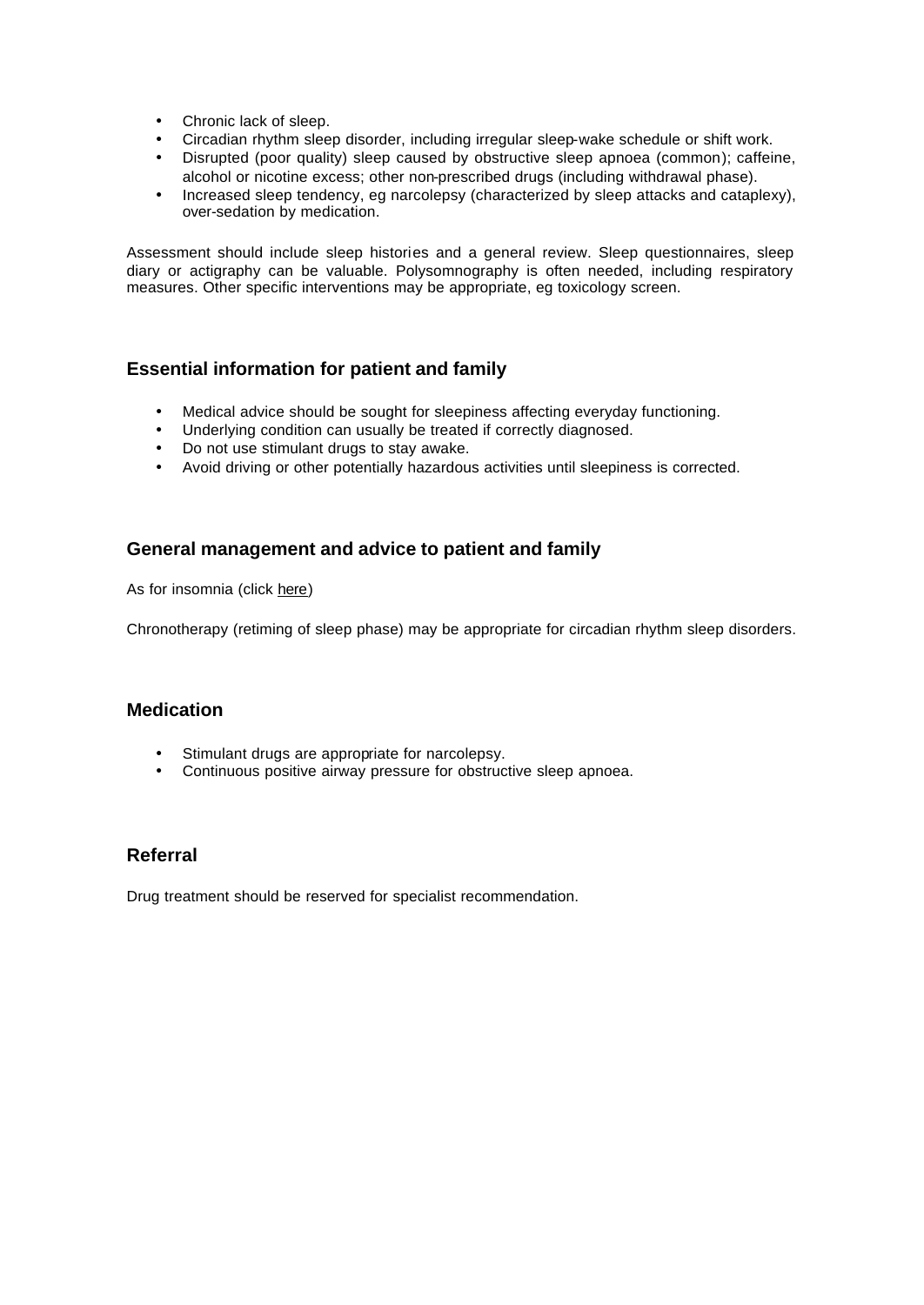- Chronic lack of sleep.
- Circadian rhythm sleep disorder, including irregular sleep-wake schedule or shift work.
- Disrupted (poor quality) sleep caused by obstructive sleep apnoea (common); caffeine, alcohol or nicotine excess; other non-prescribed drugs (including withdrawal phase).
- Increased sleep tendency, eg narcolepsy (characterized by sleep attacks and cataplexy), over-sedation by medication.

Assessment should include sleep histories and a general review. Sleep questionnaires, sleep diary or actigraphy can be valuable. Polysomnography is often needed, including respiratory measures. Other specific interventions may be appropriate, eg toxicology screen.

## Essential information for patient and family

- Medical advice should be sought for sleepiness affecting everyday functioning.
- Underlying condition can usually be treated if correctly diagnosed.
- Do not use stimulant drugs to stay awake.
- Avoid driving or other potentially hazardous activities until sleepiness is corrected.

## General management and advice to patient and family

As for insomnia (click here)

Chronotherapy (retiming of sleep phase) may be appropriate for circadian rhythm sleep disorders.

## Medication

- Stimulant drugs are appropriate for narcolepsy.
- Continuous positive airway pressure for obstructive sleep apnoea.

## Referral

Drug treatment should be reserved for specialist recommendation.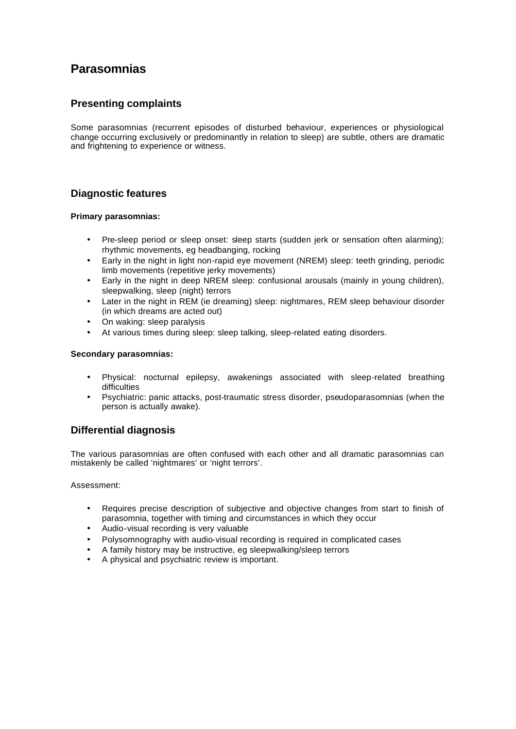# Parasomnias

## Presenting complaints

Some parasomnias (recurrent episodes of disturbed behaviour, experiences or physiological change occurring exclusively or predominantly in relation to sleep) are subtle, others are dramatic and frightening to experience or witness.

## Diagnostic features

**Primary parasomnias:**

- Pre-sleep period or sleep onset: sleep starts (sudden jerk or sensation often alarming); rhythmic movements, eg headbanging, rocking
- Early in the night in light non-rapid eye movement (NREM) sleep: teeth grinding, periodic limb movements (repetitive jerky movements)
- Early in the night in deep NREM sleep: confusional arousals (mainly in young children), sleepwalking, sleep (night) terrors
- Later in the night in REM (ie dreaming) sleep: nightmares, REM sleep behaviour disorder (in which dreams are acted out)
- On waking: sleep paralysis
- At various times during sleep: sleep talking, sleep-related eating disorders.

**Secondary parasomnias:**

- Physical: nocturnal epilepsy, awakenings associated with sleep-related breathing difficulties
- Psychiatric: panic attacks, post-traumatic stress disorder, pseudoparasomnias (when the person is actually awake).

## Differential diagnosis

The various parasomnias are often confused with each other and all dramatic parasomnias can mistakenly be called 'nightmares' or 'night terrors'.

Assessment:

- Requires precise description of subjective and objective changes from start to finish of parasomnia, together with timing and circumstances in which they occur
- Audio-visual recording is very valuable
- Polysomnography with audio-visual recording is required in complicated cases
- A family history may be instructive, eg sleepwalking/sleep terrors
- A physical and psychiatric review is important.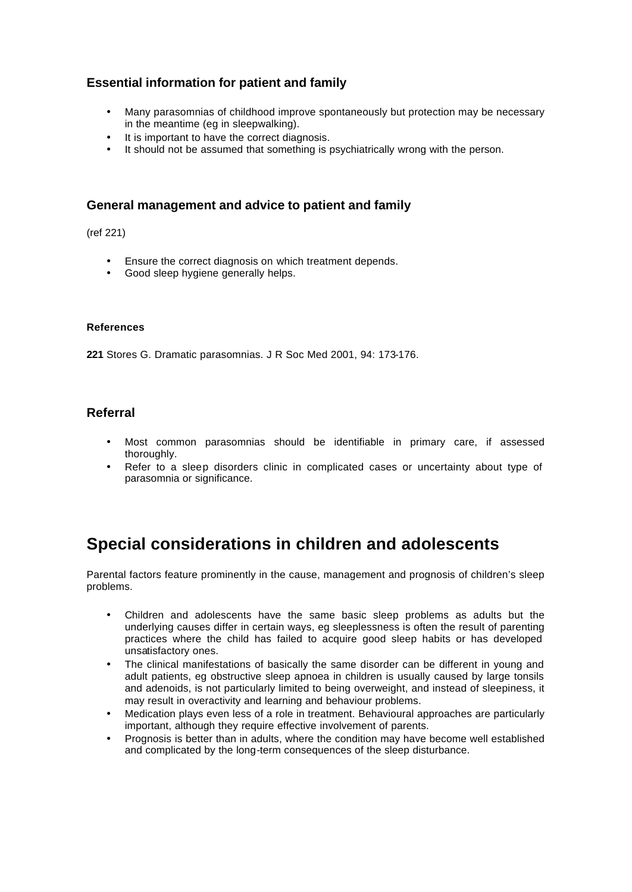### Essential information for patient and family

- Many parasomnias of childhood improve spontaneously but protection may be necessary in the meantime (eg in sleepwalking).
- It is important to have the correct diagnosis.
- It should not be assumed that something is psychiatrically wrong with the person.

### General management and advice to patient and family

(ref 221)

- Ensure the correct diagnosis on which treatment depends.
- Good sleep hygiene generally helps.

#### References

**221** Stores G. Dramatic parasomnias. J R Soc Med 2001, 94: 173-176.

### Referral

- Most common parasomnias should be identifiable in primary care, if assessed thoroughly.
- Refer to a sleep disorders clinic in complicated cases or uncertainty about type of parasomnia or significance.

## Special considerations in children and adolescents

Parental factors feature prominently in the cause, management and prognosis of children's sleep problems.

- Children and adolescents have the same basic sleep problems as adults but the underlying causes differ in certain ways, eg sleeplessness is often the result of parenting practices where the child has failed to acquire good sleep habits or has developed unsatisfactory ones.
- The clinical manifestations of basically the same disorder can be different in young and adult patients, eg obstructive sleep apnoea in children is usually caused by large tonsils and adenoids, is not particularly limited to being overweight, and instead of sleepiness, it may result in overactivity and learning and behaviour problems.
- Medication plays even less of a role in treatment. Behavioural approaches are particularly important, although they require effective involvement of parents.
- Prognosis is better than in adults, where the condition may have become well established and complicated by the long-term consequences of the sleep disturbance.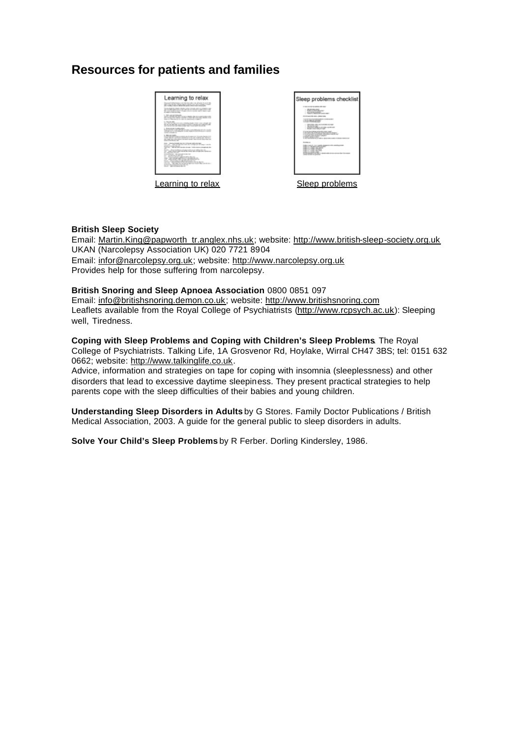## Resources for patients and families

Learning to relax     Sleep problems

**British Sleep Society**
Email: Martin.King@papworth_tr.anglex.nhs.uk; website: http://www.british-sleep-society.org.uk
UKAN (Narcolepsy Association UK) 020 7721 8904
Email: infor@narcolepsy.org.uk; website: http://www.narcolepsy.org.uk
Provides help for those suffering from narcolepsy.

**British Snoring and Sleep Apnoea Association** 0800 0851 097
Email: info@britishsnoring.demon.co.uk; website: http://www.britishsnoring.com
Leaflets available from the Royal College of Psychiatrists (http://www.rcpsych.ac.uk): Sleeping well, Tiredness.

**Coping with Sleep Problems and Coping with Children's Sleep Problems**. The Royal College of Psychiatrists. Talking Life, 1A Grosvenor Rd, Hoylake, Wirral CH47 3BS; tel: 0151 632 0662; website: http://www.talkinglife.co.uk.
Advice, information and strategies on tape for coping with insomnia (sleeplessness) and other disorders that lead to excessive daytime sleepiness. They present practical strategies to help parents cope with the sleep difficulties of their babies and young children.

**Understanding Sleep Disorders in Adults** by G Stores. Family Doctor Publications / British Medical Association, 2003. A guide for the general public to sleep disorders in adults.

**Solve Your Child's Sleep Problems** by R Ferber. Dorling Kindersley, 1986.